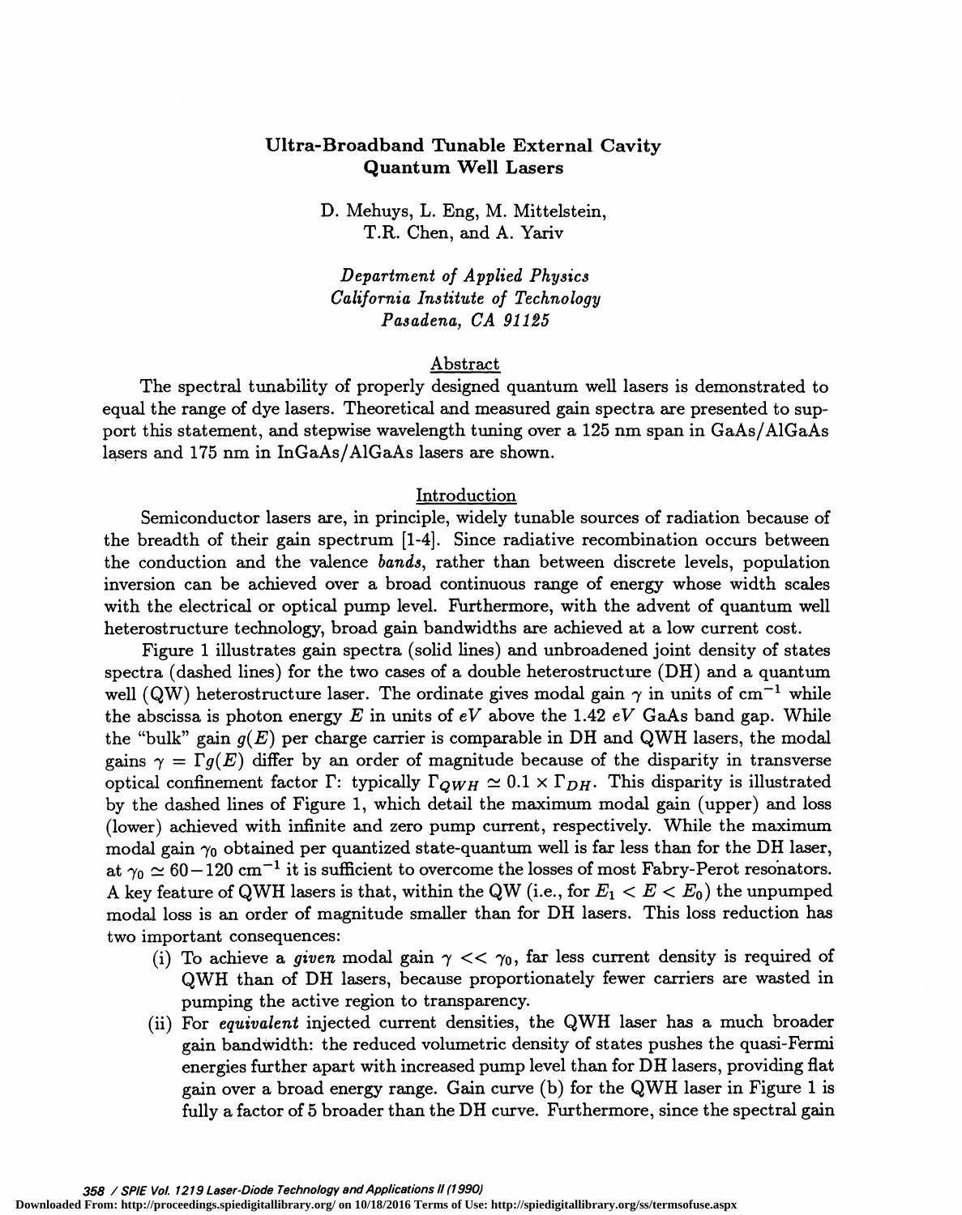# Ultra-Broadband Tunable External Cavity Quantum Well Lasers

D. Mehuys, L. Eng, M. Mittelstein, T.R. Chen, and A. Yariv

*Department of Applied Physics*
*California Institute of Technology*
*Pasadena, CA 91125*

## Abstract

The spectral tunability of properly designed quantum well lasers is demonstrated to equal the range of dye lasers. Theoretical and measured gain spectra are presented to support this statement, and stepwise wavelength tuning over a 125 nm span in GaAs/AlGaAs lasers and 175 nm in InGaAs/AlGaAs lasers are shown.

## Introduction

Semiconductor lasers are, in principle, widely tunable sources of radiation because of the breadth of their gain spectrum [1-4]. Since radiative recombination occurs between the conduction and the valence *bands*, rather than between discrete levels, population inversion can be achieved over a broad continuous range of energy whose width scales with the electrical or optical pump level. Furthermore, with the advent of quantum well heterostructure technology, broad gain bandwidths are achieved at a low current cost.

Figure 1 illustrates gain spectra (solid lines) and unbroadened joint density of states spectra (dashed lines) for the two cases of a double heterostructure (DH) and a quantum well (QW) heterostructure laser. The ordinate gives modal gain $\gamma$ in units of $cm^{-1}$ while the abscissa is photon energy $E$ in units of $eV$ above the 1.42 $eV$ GaAs band gap. While the "bulk" gain $g(E)$ per charge carrier is comparable in DH and QWH lasers, the modal gains $\gamma = \Gamma g(E)$ differ by an order of magnitude because of the disparity in transverse optical confinement factor $\Gamma$: typically $\Gamma_{QWH} \simeq 0.1 \times \Gamma_{DH}$. This disparity is illustrated by the dashed lines of Figure 1, which detail the maximum modal gain (upper) and loss (lower) achieved with infinite and zero pump current, respectively. While the maximum modal gain $\gamma_0$ obtained per quantized state-quantum well is far less than for the DH laser, at $\gamma_0 \simeq 60-120$ $cm^{-1}$ it is sufficient to overcome the losses of most Fabry-Perot resonators. A key feature of QWH lasers is that, within the QW (i.e., for $E_1 < E < E_0$) the unpumped modal loss is an order of magnitude smaller than for DH lasers. This loss reduction has two important consequences:

(i) To achieve a *given* modal gain $\gamma << \gamma_0$, far less current density is required of QWH than of DH lasers, because proportionately fewer carriers are wasted in pumping the active region to transparency.

(ii) For *equivalent* injected current densities, the QWH laser has a much broader gain bandwidth: the reduced volumetric density of states pushes the quasi-Fermi energies further apart with increased pump level than for DH lasers, providing flat gain over a broad energy range. Gain curve (b) for the QWH laser in Figure 1 is fully a factor of 5 broader than the DH curve. Furthermore, since the spectral gain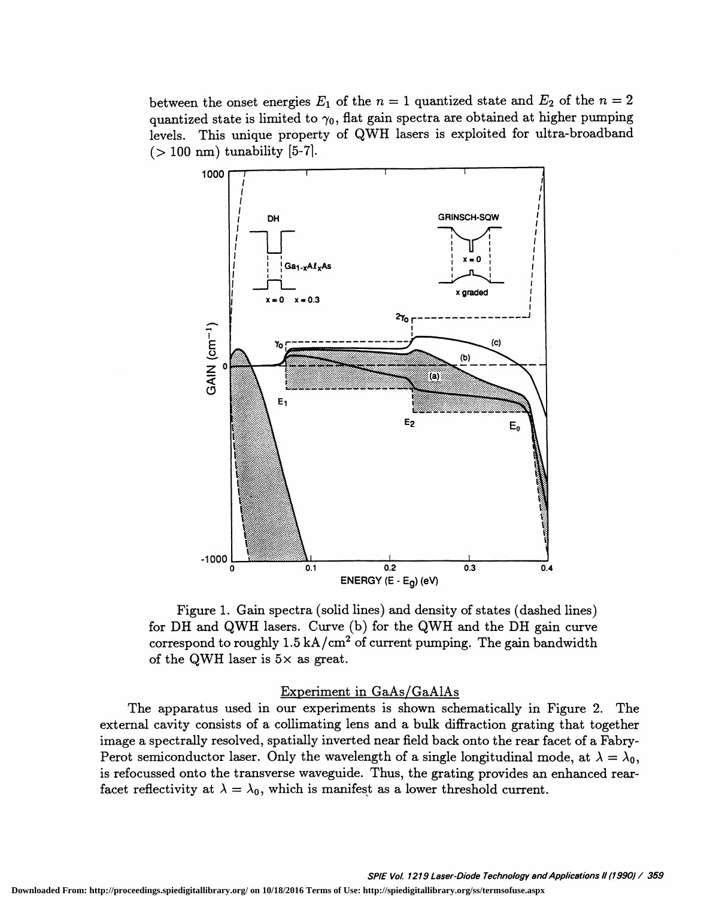between the onset energies $E_1$ of the $n = 1$ quantized state and $E_2$ of the $n = 2$ quantized state is limited to $\gamma_0$, flat gain spectra are obtained at higher pumping levels. This unique property of QWH lasers is exploited for ultra-broadband ($> 100$ nm) tunability [5-7].

Figure 1. Gain spectra (solid lines) and density of states (dashed lines) for DH and QWH lasers. Curve (b) for the QWH and the DH gain curve correspond to roughly $1.5\,\mathrm{kA/cm^2}$ of current pumping. The gain bandwidth of the QWH laser is $5\times$ as great.

## Experiment in GaAs/GaAlAs

The apparatus used in our experiments is shown schematically in Figure 2. The external cavity consists of a collimating lens and a bulk diffraction grating that together image a spectrally resolved, spatially inverted near field back onto the rear facet of a Fabry-Perot semiconductor laser. Only the wavelength of a single longitudinal mode, at $\lambda = \lambda_0$, is refocussed onto the transverse waveguide. Thus, the grating provides an enhanced rear-facet reflectivity at $\lambda = \lambda_0$, which is manifest as a lower threshold current.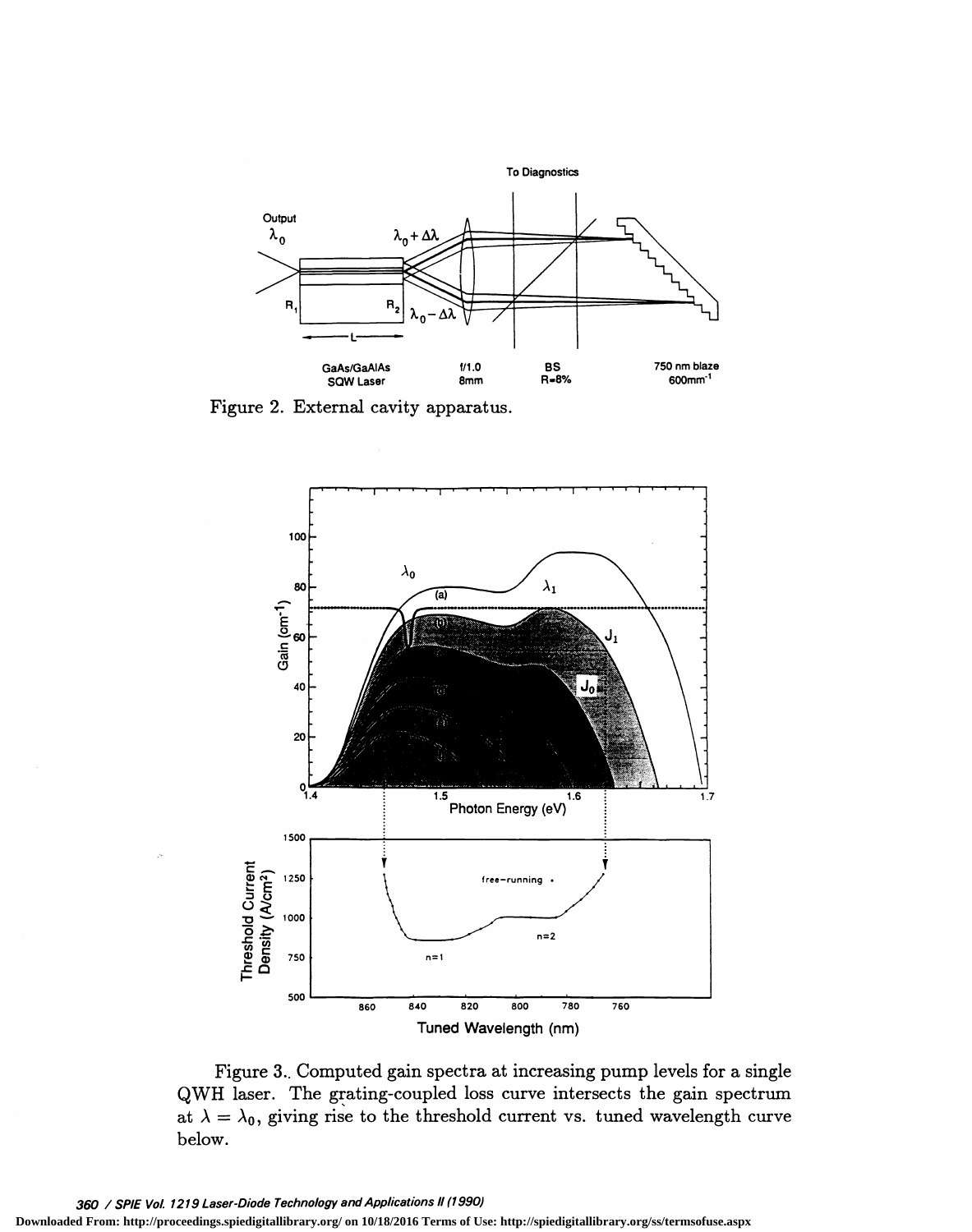Figure 2. External cavity apparatus.

Figure 3. Computed gain spectra at increasing pump levels for a single QWH laser. The grating-coupled loss curve intersects the gain spectrum at $\lambda = \lambda_0$, giving rise to the threshold current vs. tuned wavelength curve below.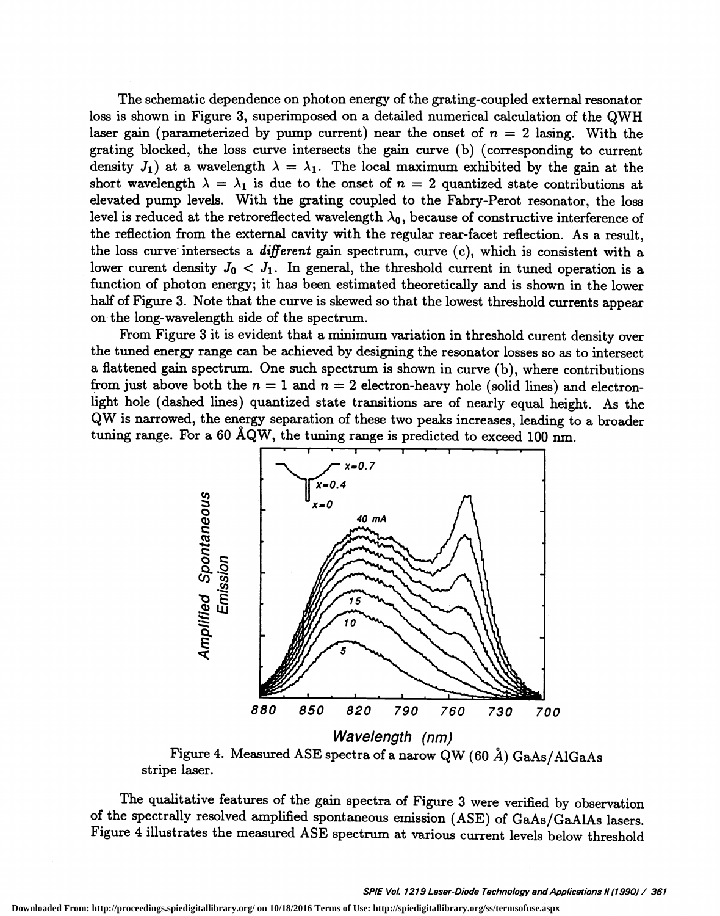The schematic dependence on photon energy of the grating-coupled external resonator loss is shown in Figure 3, superimposed on a detailed numerical calculation of the QWH laser gain (parameterized by pump current) near the onset of $n = 2$ lasing. With the grating blocked, the loss curve intersects the gain curve (b) (corresponding to current density $J_1$) at a wavelength $\lambda = \lambda_1$. The local maximum exhibited by the gain at the short wavelength $\lambda = \lambda_1$ is due to the onset of $n = 2$ quantized state contributions at elevated pump levels. With the grating coupled to the Fabry-Perot resonator, the loss level is reduced at the retroreflected wavelength $\lambda_0$, because of constructive interference of the reflection from the external cavity with the regular rear-facet reflection. As a result, the loss curve intersects a *different* gain spectrum, curve (c), which is consistent with a lower curent density $J_0 < J_1$. In general, the threshold current in tuned operation is a function of photon energy; it has been estimated theoretically and is shown in the lower half of Figure 3. Note that the curve is skewed so that the lowest threshold currents appear on the long-wavelength side of the spectrum.

From Figure 3 it is evident that a minimum variation in threshold curent density over the tuned energy range can be achieved by designing the resonator losses so as to intersect a flattened gain spectrum. One such spectrum is shown in curve (b), where contributions from just above both the $n = 1$ and $n = 2$ electron-heavy hole (solid lines) and electron-light hole (dashed lines) quantized state transitions are of nearly equal height. As the QW is narrowed, the energy separation of these two peaks increases, leading to a broader tuning range. For a 60 ÅQW, the tuning range is predicted to exceed 100 nm.

Figure 4. Measured ASE spectra of a narow QW (60 Å) GaAs/AlGaAs stripe laser.

The qualitative features of the gain spectra of Figure 3 were verified by observation of the spectrally resolved amplified spontaneous emission (ASE) of GaAs/GaAlAs lasers. Figure 4 illustrates the measured ASE spectrum at various current levels below threshold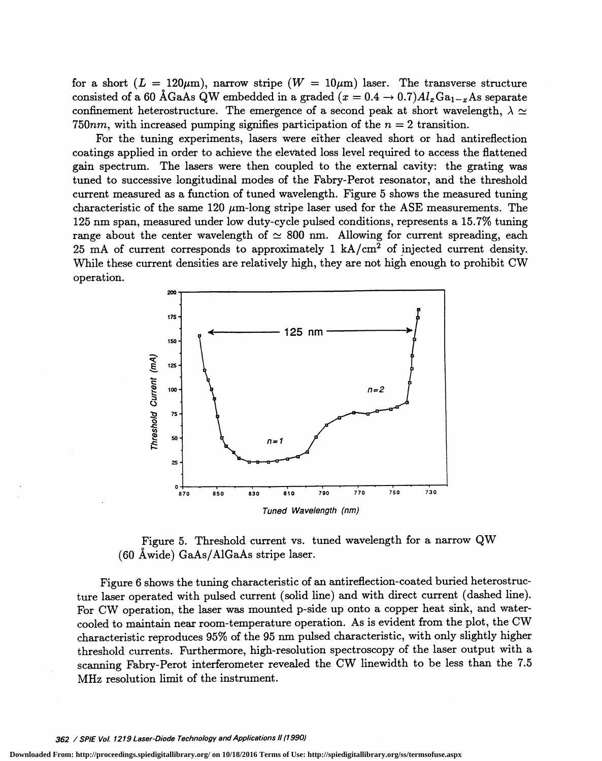for a short ($L = 120\mu m$), narrow stripe ($W = 10\mu m$) laser. The transverse structure consisted of a 60 ÅGaAs QW embedded in a graded ($x = 0.4 \rightarrow 0.7$)$Al_xGa_{1-x}As$ separate confinement heterostructure. The emergence of a second peak at short wavelength, $\lambda \simeq 750nm$, with increased pumping signifies participation of the $n = 2$ transition.

For the tuning experiments, lasers were either cleaved short or had antireflection coatings applied in order to achieve the elevated loss level required to access the flattened gain spectrum. The lasers were then coupled to the external cavity: the grating was tuned to successive longitudinal modes of the Fabry-Perot resonator, and the threshold current measured as a function of tuned wavelength. Figure 5 shows the measured tuning characteristic of the same 120 $\mu$m-long stripe laser used for the ASE measurements. The 125 nm span, measured under low duty-cycle pulsed conditions, represents a 15.7% tuning range about the center wavelength of $\simeq$ 800 nm. Allowing for current spreading, each 25 mA of current corresponds to approximately 1 kA/cm$^2$ of injected current density. While these current densities are relatively high, they are not high enough to prohibit CW operation.

Figure 5. Threshold current vs. tuned wavelength for a narrow QW (60 Å wide) GaAs/AlGaAs stripe laser.

Figure 6 shows the tuning characteristic of an antireflection-coated buried heterostructure laser operated with pulsed current (solid line) and with direct current (dashed line). For CW operation, the laser was mounted p-side up onto a copper heat sink, and water-cooled to maintain near room-temperature operation. As is evident from the plot, the CW characteristic reproduces 95% of the 95 nm pulsed characteristic, with only slightly higher threshold currents. Furthermore, high-resolution spectroscopy of the laser output with a scanning Fabry-Perot interferometer revealed the CW linewidth to be less than the 7.5 MHz resolution limit of the instrument.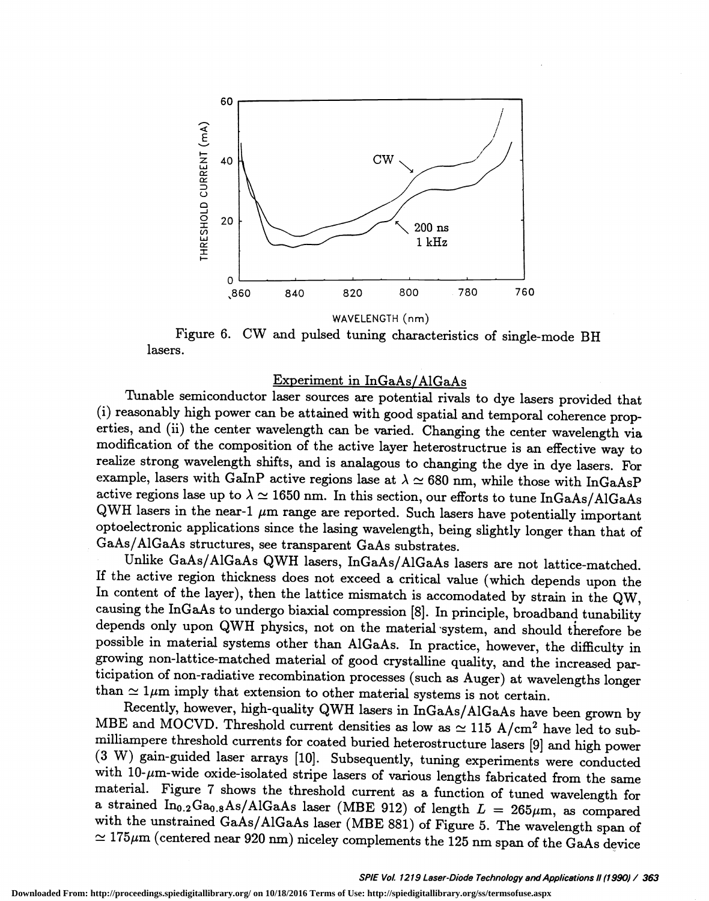Figure 6. CW and pulsed tuning characteristics of single-mode BH lasers.

## Experiment in InGaAs/AlGaAs

Tunable semiconductor laser sources are potential rivals to dye lasers provided that (i) reasonably high power can be attained with good spatial and temporal coherence properties, and (ii) the center wavelength can be varied. Changing the center wavelength via modification of the composition of the active layer heterostructrue is an effective way to realize strong wavelength shifts, and is analagous to changing the dye in dye lasers. For example, lasers with GaInP active regions lase at $\lambda \simeq 680$ nm, while those with InGaAsP active regions lase up to $\lambda \simeq 1650$ nm. In this section, our efforts to tune InGaAs/AlGaAs QWH lasers in the near-1 $\mu$m range are reported. Such lasers have potentially important optoelectronic applications since the lasing wavelength, being slightly longer than that of GaAs/AlGaAs structures, see transparent GaAs substrates.

Unlike GaAs/AlGaAs QWH lasers, InGaAs/AlGaAs lasers are not lattice-matched. If the active region thickness does not exceed a critical value (which depends upon the In content of the layer), then the lattice mismatch is accomodated by strain in the QW, causing the InGaAs to undergo biaxial compression [8]. In principle, broadband tunability depends only upon QWH physics, not on the material system, and should therefore be possible in material systems other than AlGaAs. In practice, however, the difficulty in growing non-lattice-matched material of good crystalline quality, and the increased participation of non-radiative recombination processes (such as Auger) at wavelengths longer than $\simeq 1\mu$m imply that extension to other material systems is not certain.

Recently, however, high-quality QWH lasers in InGaAs/AlGaAs have been grown by MBE and MOCVD. Threshold current densities as low as $\simeq 115$ A/cm$^2$ have led to sub-milliampere threshold currents for coated buried heterostructure lasers [9] and high power (3 W) gain-guided laser arrays [10]. Subsequently, tuning experiments were conducted with 10-$\mu$m-wide oxide-isolated stripe lasers of various lengths fabricated from the same material. Figure 7 shows the threshold current as a function of tuned wavelength for a strained $In_{0.2}Ga_{0.8}As$/AlGaAs laser (MBE 912) of length $L = 265\mu$m, as compared with the unstrained GaAs/AlGaAs laser (MBE 881) of Figure 5. The wavelength span of $\simeq 175\mu$m (centered near 920 nm) niceley complements the 125 nm span of the GaAs device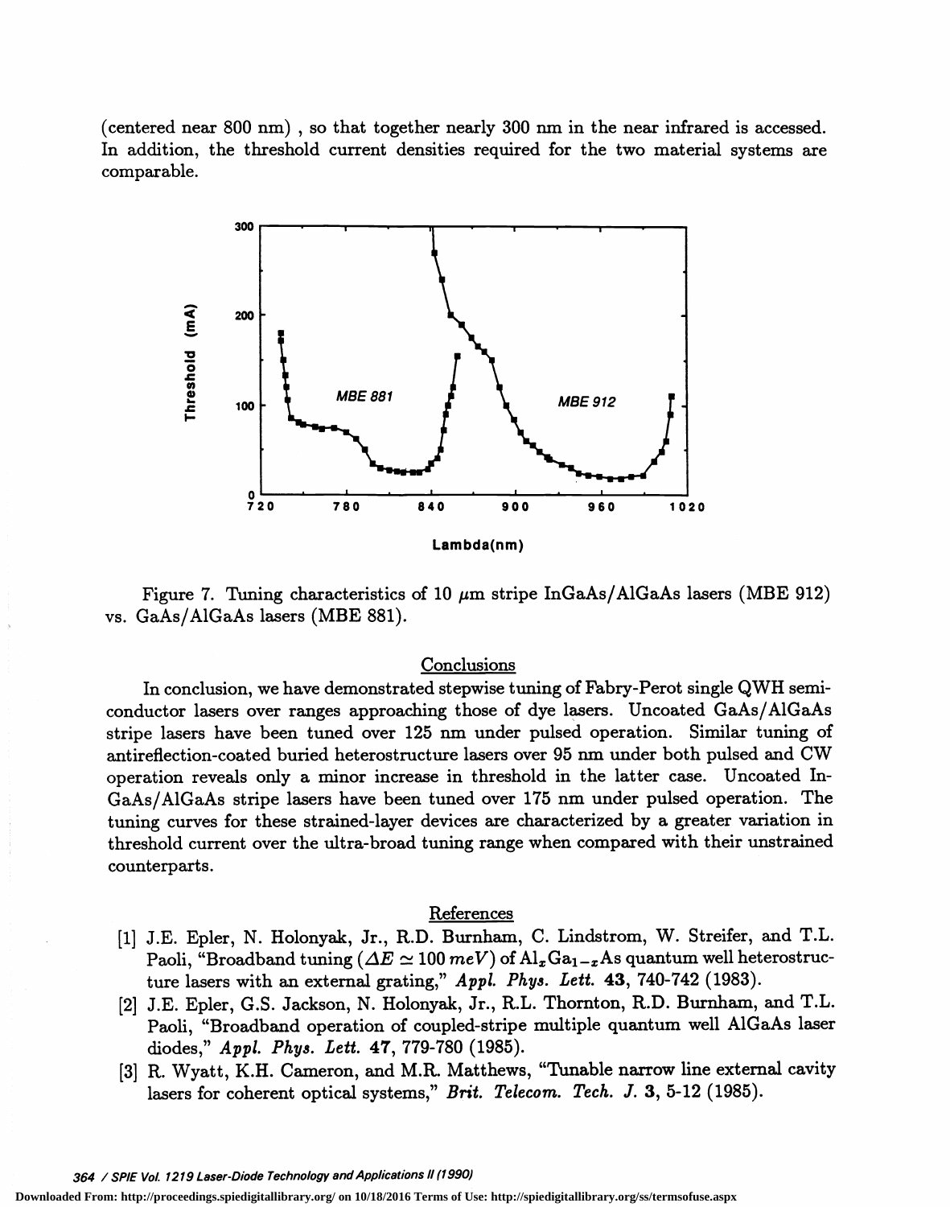(centered near 800 nm) , so that together nearly 300 nm in the near infrared is accessed. In addition, the threshold current densities required for the two material systems are comparable.

Figure 7. Tuning characteristics of 10 $\mu$m stripe InGaAs/AlGaAs lasers (MBE 912) vs. GaAs/AlGaAs lasers (MBE 881).

## Conclusions

In conclusion, we have demonstrated stepwise tuning of Fabry-Perot single QWH semiconductor lasers over ranges approaching those of dye lasers. Uncoated GaAs/AlGaAs stripe lasers have been tuned over 125 nm under pulsed operation. Similar tuning of antireflection-coated buried heterostructure lasers over 95 nm under both pulsed and CW operation reveals only a minor increase in threshold in the latter case. Uncoated InGaAs/AlGaAs stripe lasers have been tuned over 175 nm under pulsed operation. The tuning curves for these strained-layer devices are characterized by a greater variation in threshold current over the ultra-broad tuning range when compared with their unstrained counterparts.

## References

[1] J.E. Epler, N. Holonyak, Jr., R.D. Burnham, C. Lindstrom, W. Streifer, and T.L. Paoli, "Broadband tuning ($\Delta E \simeq 100\ meV$) of $Al_xGa_{1-x}As$ quantum well heterostructure lasers with an external grating," *Appl. Phys. Lett.* **43**, 740-742 (1983).

[2] J.E. Epler, G.S. Jackson, N. Holonyak, Jr., R.L. Thornton, R.D. Burnham, and T.L. Paoli, "Broadband operation of coupled-stripe multiple quantum well AlGaAs laser diodes," *Appl. Phys. Lett.* **47**, 779-780 (1985).

[3] R. Wyatt, K.H. Cameron, and M.R. Matthews, "Tunable narrow line external cavity lasers for coherent optical systems," *Brit. Telecom. Tech. J.* **3**, 5-12 (1985).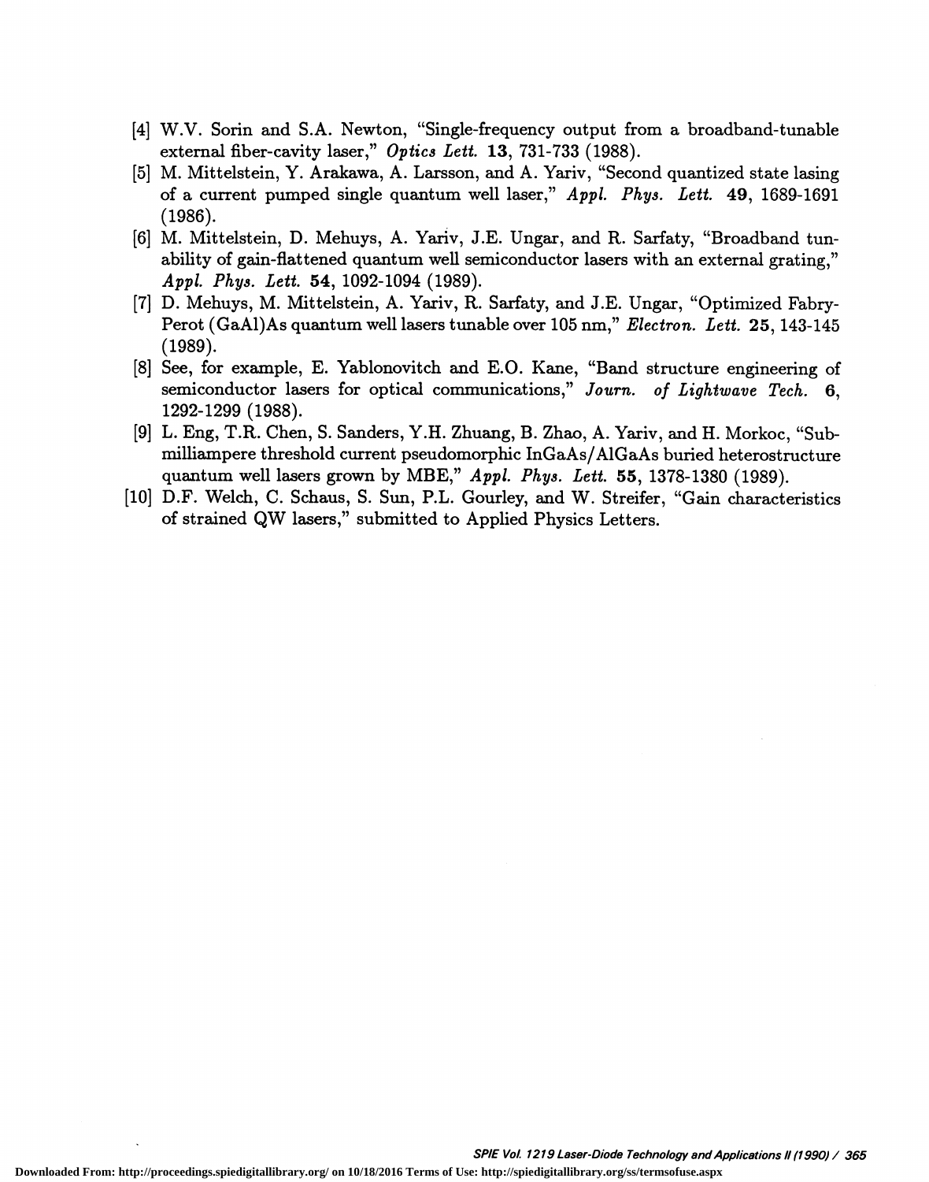[4] W.V. Sorin and S.A. Newton, "Single-frequency output from a broadband-tunable external fiber-cavity laser," *Optics Lett.* **13**, 731-733 (1988).

[5] M. Mittelstein, Y. Arakawa, A. Larsson, and A. Yariv, "Second quantized state lasing of a current pumped single quantum well laser," *Appl. Phys. Lett.* **49**, 1689-1691 (1986).

[6] M. Mittelstein, D. Mehuys, A. Yariv, J.E. Ungar, and R. Sarfaty, "Broadband tunability of gain-flattened quantum well semiconductor lasers with an external grating," *Appl. Phys. Lett.* **54**, 1092-1094 (1989).

[7] D. Mehuys, M. Mittelstein, A. Yariv, R. Sarfaty, and J.E. Ungar, "Optimized Fabry-Perot (GaAl)As quantum well lasers tunable over 105 nm," *Electron. Lett.* **25**, 143-145 (1989).

[8] See, for example, E. Yablonovitch and E.O. Kane, "Band structure engineering of semiconductor lasers for optical communications," *Journ. of Lightwave Tech.* **6**, 1292-1299 (1988).

[9] L. Eng, T.R. Chen, S. Sanders, Y.H. Zhuang, B. Zhao, A. Yariv, and H. Morkoc, "Sub-milliampere threshold current pseudomorphic InGaAs/AlGaAs buried heterostructure quantum well lasers grown by MBE," *Appl. Phys. Lett.* **55**, 1378-1380 (1989).

[10] D.F. Welch, C. Schaus, S. Sun, P.L. Gourley, and W. Streifer, "Gain characteristics of strained QW lasers," submitted to Applied Physics Letters.